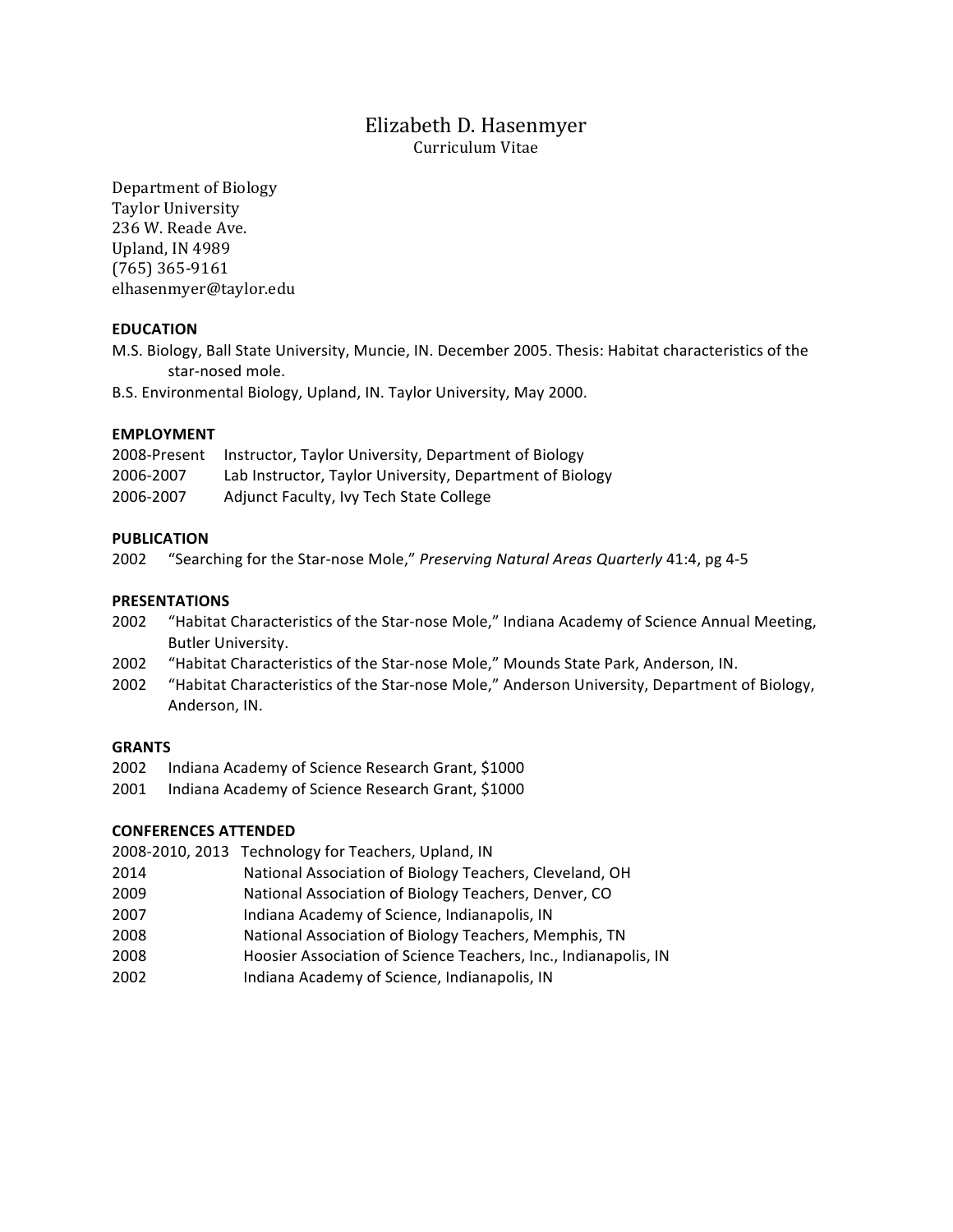# Elizabeth D. Hasenmyer

Curriculum Vitae

Department of Biology
Taylor University
236 W. Reade Ave.
Upland, IN 4989
(765) 365-9161
elhasenmyer@taylor.edu

## EDUCATION

M.S. Biology, Ball State University, Muncie, IN. December 2005. Thesis: Habitat characteristics of the star-nosed mole.

B.S. Environmental Biology, Upland, IN. Taylor University, May 2000.

## EMPLOYMENT

2008-Present Instructor, Taylor University, Department of Biology

2006-2007 Lab Instructor, Taylor University, Department of Biology

2006-2007 Adjunct Faculty, Ivy Tech State College

## PUBLICATION

2002 "Searching for the Star-nose Mole," *Preserving Natural Areas Quarterly* 41:4, pg 4-5

## PRESENTATIONS

2002 "Habitat Characteristics of the Star-nose Mole," Indiana Academy of Science Annual Meeting, Butler University.

2002 "Habitat Characteristics of the Star-nose Mole," Mounds State Park, Anderson, IN.

2002 "Habitat Characteristics of the Star-nose Mole," Anderson University, Department of Biology, Anderson, IN.

## GRANTS

2002 Indiana Academy of Science Research Grant, $1000

2001 Indiana Academy of Science Research Grant, $1000

## CONFERENCES ATTENDED

2008-2010, 2013 Technology for Teachers, Upland, IN

2014 National Association of Biology Teachers, Cleveland, OH

2009 National Association of Biology Teachers, Denver, CO

2007 Indiana Academy of Science, Indianapolis, IN

2008 National Association of Biology Teachers, Memphis, TN

2008 Hoosier Association of Science Teachers, Inc., Indianapolis, IN

2002 Indiana Academy of Science, Indianapolis, IN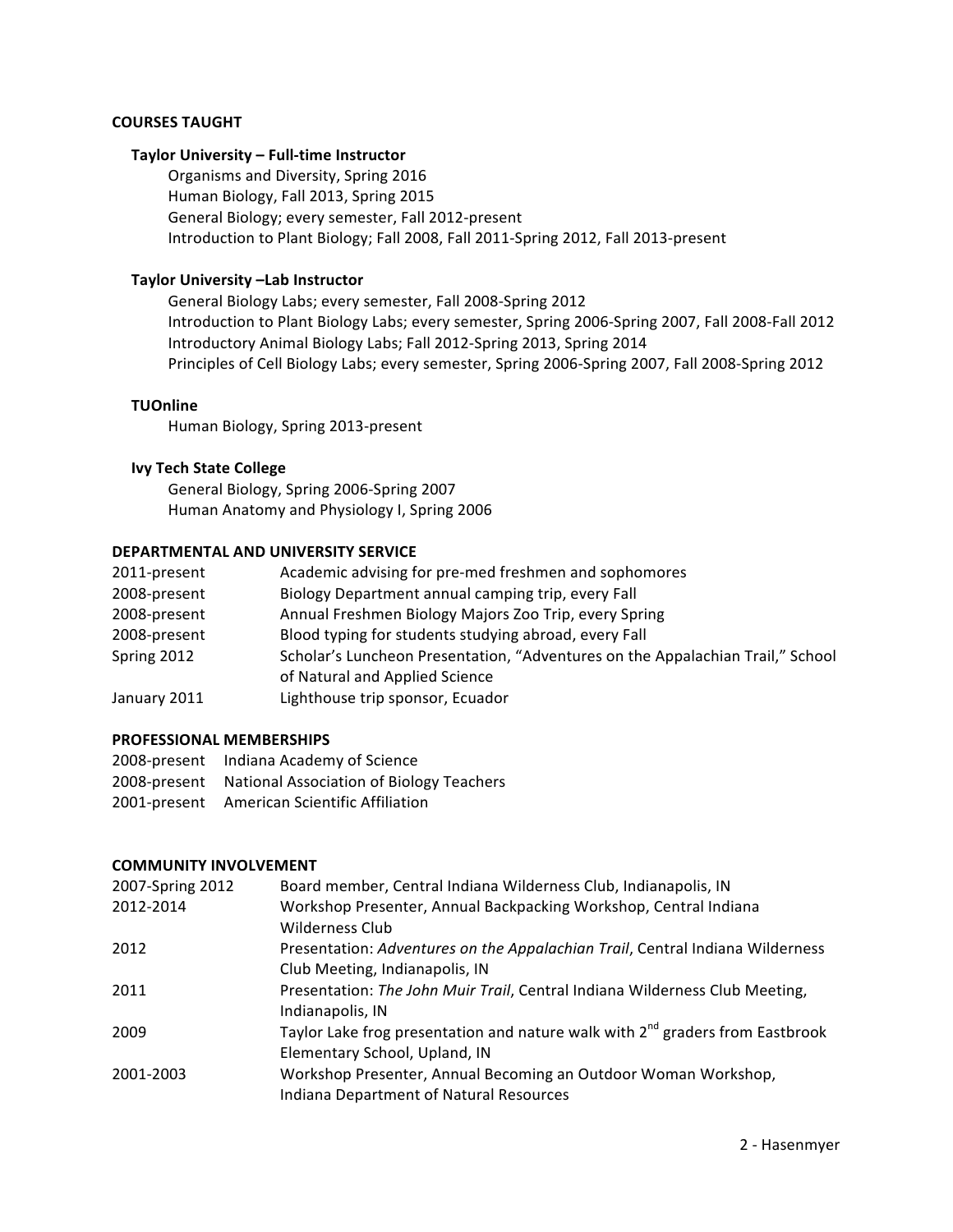## COURSES TAUGHT

### Taylor University – Full-time Instructor

Organisms and Diversity, Spring 2016
Human Biology, Fall 2013, Spring 2015
General Biology; every semester, Fall 2012-present
Introduction to Plant Biology; Fall 2008, Fall 2011-Spring 2012, Fall 2013-present

### Taylor University –Lab Instructor

General Biology Labs; every semester, Fall 2008-Spring 2012
Introduction to Plant Biology Labs; every semester, Spring 2006-Spring 2007, Fall 2008-Fall 2012
Introductory Animal Biology Labs; Fall 2012-Spring 2013, Spring 2014
Principles of Cell Biology Labs; every semester, Spring 2006-Spring 2007, Fall 2008-Spring 2012

### TUOnline

Human Biology, Spring 2013-present

### Ivy Tech State College

General Biology, Spring 2006-Spring 2007
Human Anatomy and Physiology I, Spring 2006

## DEPARTMENTAL AND UNIVERSITY SERVICE

| | |
|---|---|
| 2011-present | Academic advising for pre-med freshmen and sophomores |
| 2008-present | Biology Department annual camping trip, every Fall |
| 2008-present | Annual Freshmen Biology Majors Zoo Trip, every Spring |
| 2008-present | Blood typing for students studying abroad, every Fall |
| Spring 2012 | Scholar's Luncheon Presentation, "Adventures on the Appalachian Trail," School of Natural and Applied Science |
| January 2011 | Lighthouse trip sponsor, Ecuador |

## PROFESSIONAL MEMBERSHIPS

| | |
|---|---|
| 2008-present | Indiana Academy of Science |
| 2008-present | National Association of Biology Teachers |
| 2001-present | American Scientific Affiliation |

## COMMUNITY INVOLVEMENT

| | |
|---|---|
| 2007-Spring 2012 | Board member, Central Indiana Wilderness Club, Indianapolis, IN |
| 2012-2014 | Workshop Presenter, Annual Backpacking Workshop, Central Indiana Wilderness Club |
| 2012 | Presentation: *Adventures on the Appalachian Trail*, Central Indiana Wilderness Club Meeting, Indianapolis, IN |
| 2011 | Presentation: *The John Muir Trail*, Central Indiana Wilderness Club Meeting, Indianapolis, IN |
| 2009 | Taylor Lake frog presentation and nature walk with 2nd graders from Eastbrook Elementary School, Upland, IN |
| 2001-2003 | Workshop Presenter, Annual Becoming an Outdoor Woman Workshop, Indiana Department of Natural Resources |